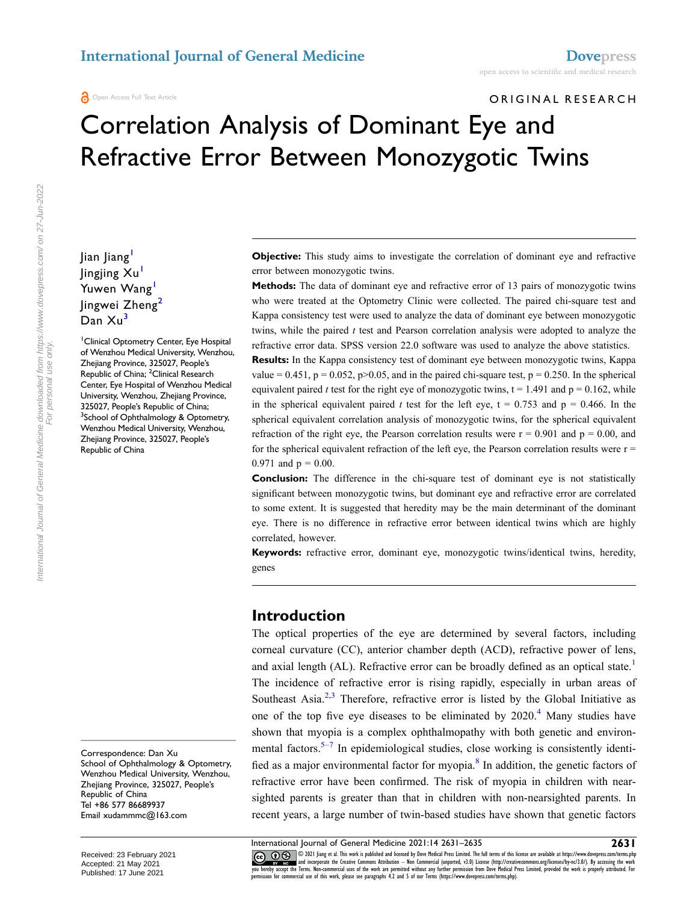ORIGINAL RESEARCH

# Correlation Analysis of Dominant Eye and Refractive Error Between Monozygotic Twins

Jian Jiang[1]
Jingjing Xu[1]
Yuwen Wang[1]
Jingwei Zheng[2]
Dan Xu[3]

[1]Clinical Optometry Center, Eye Hospital of Wenzhou Medical University, Wenzhou, Zhejiang Province, 325027, People's Republic of China; [2]Clinical Research Center, Eye Hospital of Wenzhou Medical University, Wenzhou, Zhejiang Province, 325027, People's Republic of China; [3]School of Ophthalmology & Optometry, Wenzhou Medical University, Wenzhou, Zhejiang Province, 325027, People's Republic of China

**Objective:** This study aims to investigate the correlation of dominant eye and refractive error between monozygotic twins.

**Methods:** The data of dominant eye and refractive error of 13 pairs of monozygotic twins who were treated at the Optometry Clinic were collected. The paired chi-square test and Kappa consistency test were used to analyze the data of dominant eye between monozygotic twins, while the paired *t* test and Pearson correlation analysis were adopted to analyze the refractive error data. SPSS version 22.0 software was used to analyze the above statistics.

**Results:** In the Kappa consistency test of dominant eye between monozygotic twins, Kappa value = 0.451, $p = 0.052$, $p>0.05$, and in the paired chi-square test, $p = 0.250$. In the spherical equivalent paired *t* test for the right eye of monozygotic twins, $t = 1.491$ and $p = 0.162$, while in the spherical equivalent paired *t* test for the left eye, $t = 0.753$ and $p = 0.466$. In the spherical equivalent correlation analysis of monozygotic twins, for the spherical equivalent refraction of the right eye, the Pearson correlation results were $r = 0.901$ and $p = 0.00$, and for the spherical equivalent refraction of the left eye, the Pearson correlation results were $r = 0.971$ and $p = 0.00$.

**Conclusion:** The difference in the chi-square test of dominant eye is not statistically significant between monozygotic twins, but dominant eye and refractive error are correlated to some extent. It is suggested that heredity may be the main determinant of the dominant eye. There is no difference in refractive error between identical twins which are highly correlated, however.

**Keywords:** refractive error, dominant eye, monozygotic twins/identical twins, heredity, genes

## Introduction

The optical properties of the eye are determined by several factors, including corneal curvature (CC), anterior chamber depth (ACD), refractive power of lens, and axial length (AL). Refractive error can be broadly defined as an optical state.[1] The incidence of refractive error is rising rapidly, especially in urban areas of Southeast Asia.[2,3] Therefore, refractive error is listed by the Global Initiative as one of the top five eye diseases to be eliminated by 2020.[4] Many studies have shown that myopia is a complex ophthalmopathy with both genetic and environmental factors.[5–7] In epidemiological studies, close working is consistently identified as a major environmental factor for myopia.[8] In addition, the genetic factors of refractive error have been confirmed. The risk of myopia in children with nearsighted parents is greater than that in children with non-nearsighted parents. In recent years, a large number of twin-based studies have shown that genetic factors

Correspondence: Dan Xu
School of Ophthalmology & Optometry, Wenzhou Medical University, Wenzhou, Zhejiang Province, 325027, People's Republic of China
Tel +86 577 86689937
Email xudammmc@163.com

Received: 23 February 2021
Accepted: 21 May 2021
Published: 17 June 2021

© 2021 Jiang et al. This work is published and licensed by Dove Medical Press Limited. The full terms of this license are available at https://www.dovepress.com/terms.php and incorporate the Creative Commons Attribution – Non Commercial (unported, v3.0) License (http://creativecommons.org/licenses/by-nc/3.0/). By accessing the work you hereby accept the Terms. Non-commercial uses of the work are permitted without any further permission from Dove Medical Press Limited, provided the work is properly attributed. For permission for commercial use of this work, please see paragraphs 4.2 and 5 of our Terms (https://www.dovepress.com/terms.php).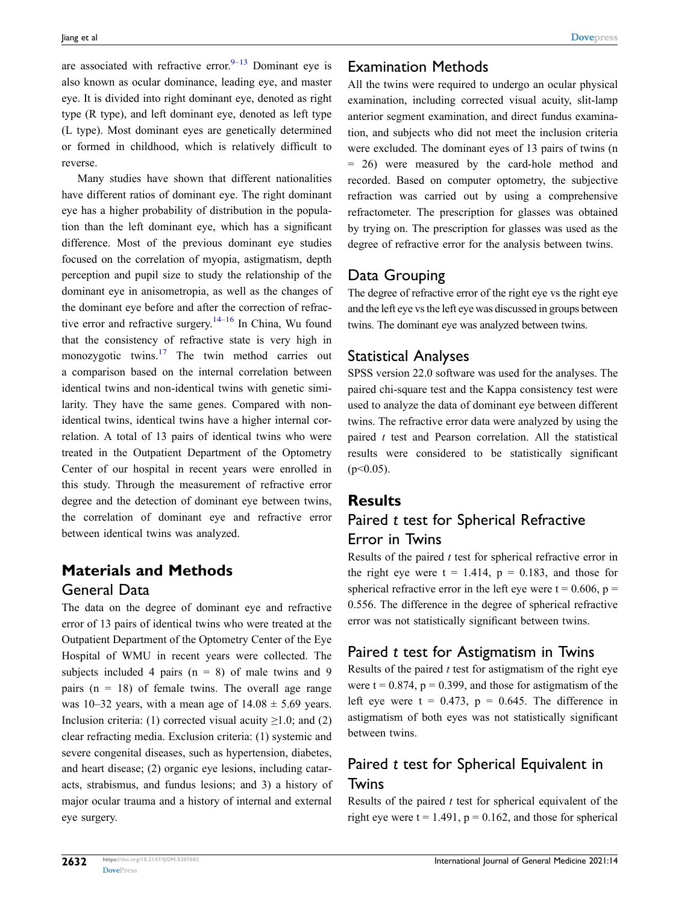are associated with refractive error.[9–13] Dominant eye is also known as ocular dominance, leading eye, and master eye. It is divided into right dominant eye, denoted as right type (R type), and left dominant eye, denoted as left type (L type). Most dominant eyes are genetically determined or formed in childhood, which is relatively difficult to reverse.

Many studies have shown that different nationalities have different ratios of dominant eye. The right dominant eye has a higher probability of distribution in the population than the left dominant eye, which has a significant difference. Most of the previous dominant eye studies focused on the correlation of myopia, astigmatism, depth perception and pupil size to study the relationship of the dominant eye in anisometropia, as well as the changes of the dominant eye before and after the correction of refractive error and refractive surgery.[14–16] In China, Wu found that the consistency of refractive state is very high in monozygotic twins.[17] The twin method carries out a comparison based on the internal correlation between identical twins and non-identical twins with genetic similarity. They have the same genes. Compared with non-identical twins, identical twins have a higher internal correlation. A total of 13 pairs of identical twins who were treated in the Outpatient Department of the Optometry Center of our hospital in recent years were enrolled in this study. Through the measurement of refractive error degree and the detection of dominant eye between twins, the correlation of dominant eye and refractive error between identical twins was analyzed.

## Materials and Methods

### General Data

The data on the degree of dominant eye and refractive error of 13 pairs of identical twins who were treated at the Outpatient Department of the Optometry Center of the Eye Hospital of WMU in recent years were collected. The subjects included 4 pairs (n = 8) of male twins and 9 pairs (n = 18) of female twins. The overall age range was 10–32 years, with a mean age of 14.08 ± 5.69 years. Inclusion criteria: (1) corrected visual acuity ≥1.0; and (2) clear refracting media. Exclusion criteria: (1) systemic and severe congenital diseases, such as hypertension, diabetes, and heart disease; (2) organic eye lesions, including cataracts, strabismus, and fundus lesions; and 3) a history of major ocular trauma and a history of internal and external eye surgery.

### Examination Methods

All the twins were required to undergo an ocular physical examination, including corrected visual acuity, slit-lamp anterior segment examination, and direct fundus examination, and subjects who did not meet the inclusion criteria were excluded. The dominant eyes of 13 pairs of twins (n = 26) were measured by the card-hole method and recorded. Based on computer optometry, the subjective refraction was carried out by using a comprehensive refractometer. The prescription for glasses was obtained by trying on. The prescription for glasses was used as the degree of refractive error for the analysis between twins.

### Data Grouping

The degree of refractive error of the right eye vs the right eye and the left eye vs the left eye was discussed in groups between twins. The dominant eye was analyzed between twins.

### Statistical Analyses

SPSS version 22.0 software was used for the analyses. The paired chi-square test and the Kappa consistency test were used to analyze the data of dominant eye between different twins. The refractive error data were analyzed by using the paired *t* test and Pearson correlation. All the statistical results were considered to be statistically significant ($p<0.05$).

## Results

### Paired *t* test for Spherical Refractive Error in Twins

Results of the paired *t* test for spherical refractive error in the right eye were $t = 1.414$, $p = 0.183$, and those for spherical refractive error in the left eye were $t = 0.606$, $p = 0.556$. The difference in the degree of spherical refractive error was not statistically significant between twins.

### Paired *t* test for Astigmatism in Twins

Results of the paired *t* test for astigmatism of the right eye were $t = 0.874$, $p = 0.399$, and those for astigmatism of the left eye were $t = 0.473$, $p = 0.645$. The difference in astigmatism of both eyes was not statistically significant between twins.

### Paired *t* test for Spherical Equivalent in Twins

Results of the paired *t* test for spherical equivalent of the right eye were $t = 1.491$, $p = 0.162$, and those for spherical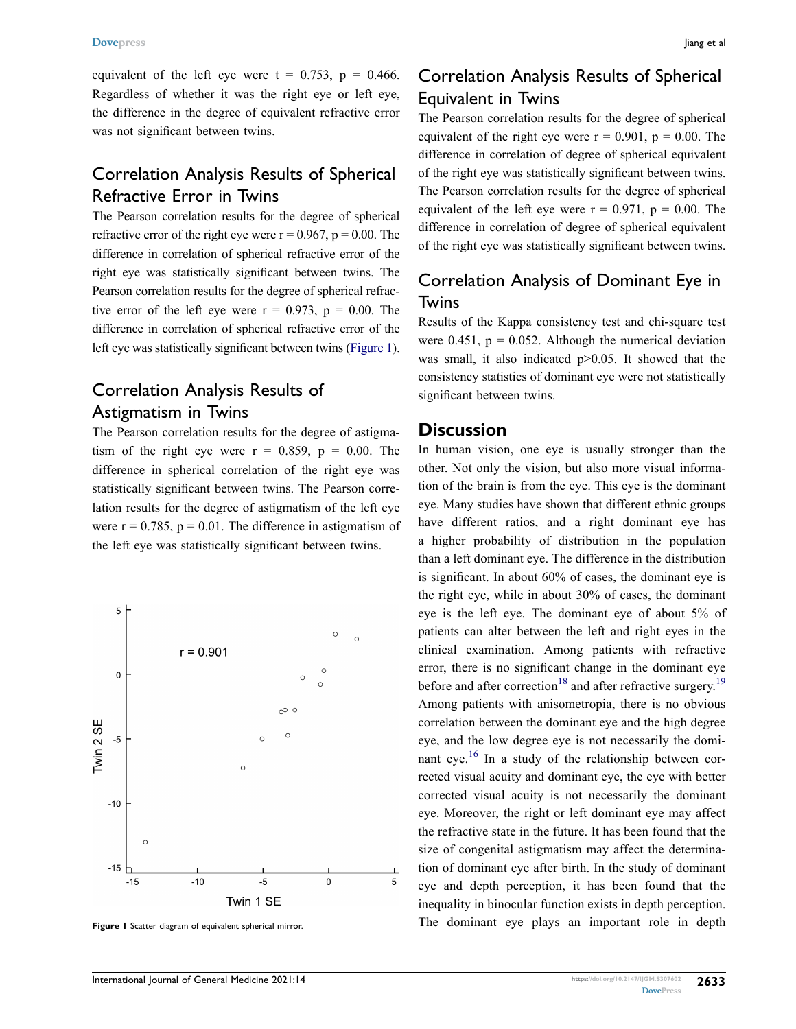equivalent of the left eye were t = 0.753, p = 0.466. Regardless of whether it was the right eye or left eye, the difference in the degree of equivalent refractive error was not significant between twins.

## Correlation Analysis Results of Spherical Refractive Error in Twins

The Pearson correlation results for the degree of spherical refractive error of the right eye were r = 0.967, p = 0.00. The difference in correlation of spherical refractive error of the right eye was statistically significant between twins. The Pearson correlation results for the degree of spherical refractive error of the left eye were r = 0.973, p = 0.00. The difference in correlation of spherical refractive error of the left eye was statistically significant between twins (Figure 1).

## Correlation Analysis Results of Astigmatism in Twins

The Pearson correlation results for the degree of astigmatism of the right eye were r = 0.859, p = 0.00. The difference in spherical correlation of the right eye was statistically significant between twins. The Pearson correlation results for the degree of astigmatism of the left eye were r = 0.785, p = 0.01. The difference in astigmatism of the left eye was statistically significant between twins.

r = 0.901

Twin 2 SE

Twin 1 SE

5
0
-5
-10
-15

-15
-10
-5
0
5

**Figure 1** Scatter diagram of equivalent spherical mirror.

## Correlation Analysis Results of Spherical Equivalent in Twins

The Pearson correlation results for the degree of spherical equivalent of the right eye were r = 0.901, p = 0.00. The difference in correlation of degree of spherical equivalent of the right eye was statistically significant between twins. The Pearson correlation results for the degree of spherical equivalent of the left eye were r = 0.971, p = 0.00. The difference in correlation of degree of spherical equivalent of the right eye was statistically significant between twins.

## Correlation Analysis of Dominant Eye in Twins

Results of the Kappa consistency test and chi-square test were 0.451, p = 0.052. Although the numerical deviation was small, it also indicated p>0.05. It showed that the consistency statistics of dominant eye were not statistically significant between twins.

# Discussion

In human vision, one eye is usually stronger than the other. Not only the vision, but also more visual information of the brain is from the eye. This eye is the dominant eye. Many studies have shown that different ethnic groups have different ratios, and a right dominant eye has a higher probability of distribution in the population than a left dominant eye. The difference in the distribution is significant. In about 60% of cases, the dominant eye is the right eye, while in about 30% of cases, the dominant eye is the left eye. The dominant eye of about 5% of patients can alter between the left and right eyes in the clinical examination. Among patients with refractive error, there is no significant change in the dominant eye before and after correction[18] and after refractive surgery.[19] Among patients with anisometropia, there is no obvious correlation between the dominant eye and the high degree eye, and the low degree eye is not necessarily the dominant eye.[16] In a study of the relationship between corrected visual acuity and dominant eye, the eye with better corrected visual acuity is not necessarily the dominant eye. Moreover, the right or left dominant eye may affect the refractive state in the future. It has been found that the size of congenital astigmatism may affect the determination of dominant eye after birth. In the study of dominant eye and depth perception, it has been found that the inequality in binocular function exists in depth perception. The dominant eye plays an important role in depth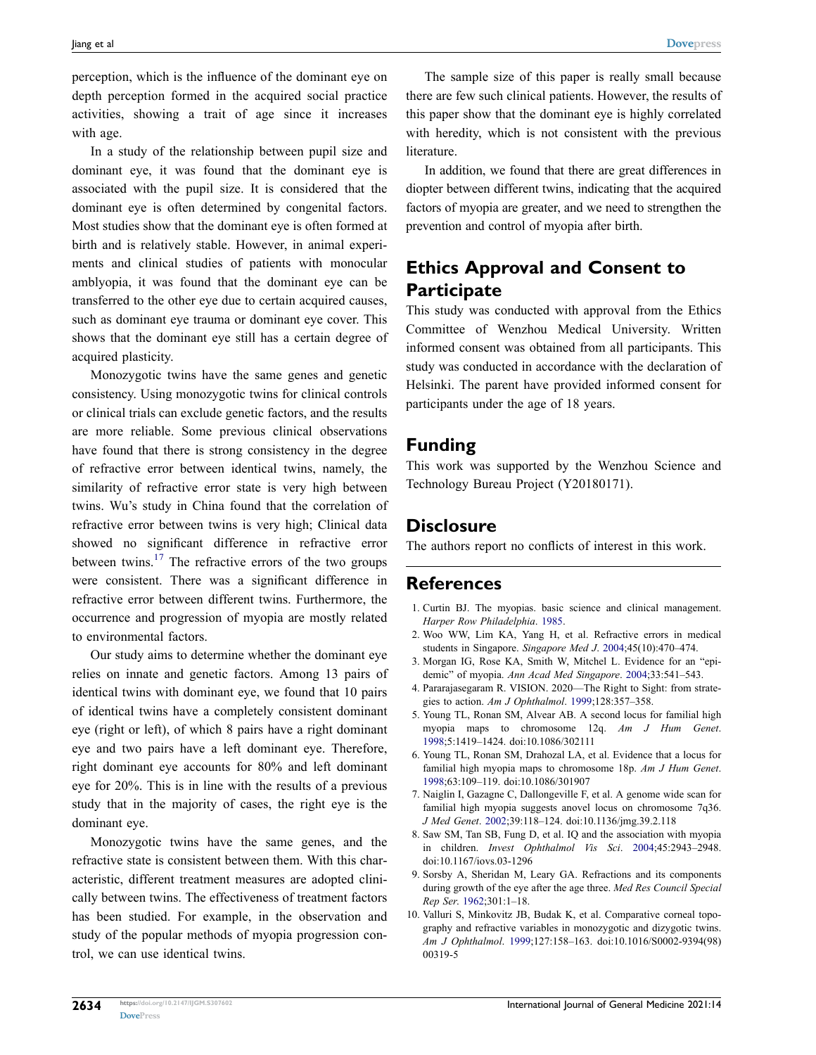perception, which is the influence of the dominant eye on depth perception formed in the acquired social practice activities, showing a trait of age since it increases with age.

In a study of the relationship between pupil size and dominant eye, it was found that the dominant eye is associated with the pupil size. It is considered that the dominant eye is often determined by congenital factors. Most studies show that the dominant eye is often formed at birth and is relatively stable. However, in animal experiments and clinical studies of patients with monocular amblyopia, it was found that the dominant eye can be transferred to the other eye due to certain acquired causes, such as dominant eye trauma or dominant eye cover. This shows that the dominant eye still has a certain degree of acquired plasticity.

Monozygotic twins have the same genes and genetic consistency. Using monozygotic twins for clinical controls or clinical trials can exclude genetic factors, and the results are more reliable. Some previous clinical observations have found that there is strong consistency in the degree of refractive error between identical twins, namely, the similarity of refractive error state is very high between twins. Wu's study in China found that the correlation of refractive error between twins is very high; Clinical data showed no significant difference in refractive error between twins.[17] The refractive errors of the two groups were consistent. There was a significant difference in refractive error between different twins. Furthermore, the occurrence and progression of myopia are mostly related to environmental factors.

Our study aims to determine whether the dominant eye relies on innate and genetic factors. Among 13 pairs of identical twins with dominant eye, we found that 10 pairs of identical twins have a completely consistent dominant eye (right or left), of which 8 pairs have a right dominant eye and two pairs have a left dominant eye. Therefore, right dominant eye accounts for 80% and left dominant eye for 20%. This is in line with the results of a previous study that in the majority of cases, the right eye is the dominant eye.

Monozygotic twins have the same genes, and the refractive state is consistent between them. With this characteristic, different treatment measures are adopted clinically between twins. The effectiveness of treatment factors has been studied. For example, in the observation and study of the popular methods of myopia progression control, we can use identical twins.

The sample size of this paper is really small because there are few such clinical patients. However, the results of this paper show that the dominant eye is highly correlated with heredity, which is not consistent with the previous literature.

In addition, we found that there are great differences in diopter between different twins, indicating that the acquired factors of myopia are greater, and we need to strengthen the prevention and control of myopia after birth.

## Ethics Approval and Consent to Participate

This study was conducted with approval from the Ethics Committee of Wenzhou Medical University. Written informed consent was obtained from all participants. This study was conducted in accordance with the declaration of Helsinki. The parent have provided informed consent for participants under the age of 18 years.

## Funding

This work was supported by the Wenzhou Science and Technology Bureau Project (Y20180171).

## Disclosure

The authors report no conflicts of interest in this work.

## References

1. Curtin BJ. The myopias. basic science and clinical management. *Harper Row Philadelphia*. 1985.
2. Woo WW, Lim KA, Yang H, et al. Refractive errors in medical students in Singapore. *Singapore Med J*. 2004;45(10):470–474.
3. Morgan IG, Rose KA, Smith W, Mitchel L. Evidence for an "epidemic" of myopia. *Ann Acad Med Singapore*. 2004;33:541–543.
4. Pararajasegaram R. VISION. 2020—The Right to Sight: from strategies to action. *Am J Ophthalmol*. 1999;128:357–358.
5. Young TL, Ronan SM, Alvear AB. A second locus for familial high myopia maps to chromosome 12q. *Am J Hum Genet*. 1998;5:1419–1424. doi:10.1086/302111
6. Young TL, Ronan SM, Drahozal LA, et al. Evidence that a locus for familial high myopia maps to chromosome 18p. *Am J Hum Genet*. 1998;63:109–119. doi:10.1086/301907
7. Naiglin I, Gazagne C, Dallongeville F, et al. A genome wide scan for familial high myopia suggests anovel locus on chromosome 7q36. *J Med Genet*. 2002;39:118–124. doi:10.1136/jmg.39.2.118
8. Saw SM, Tan SB, Fung D, et al. IQ and the association with myopia in children. *Invest Ophthalmol Vis Sci*. 2004;45:2943–2948. doi:10.1167/iovs.03-1296
9. Sorsby A, Sheridan M, Leary GA. Refractions and its components during growth of the eye after the age three. *Med Res Council Special Rep Ser*. 1962;301:1–18.
10. Valluri S, Minkovitz JB, Budak K, et al. Comparative corneal topography and refractive variables in monozygotic and dizygotic twins. *Am J Ophthalmol*. 1999;127:158–163. doi:10.1016/S0002-9394(98)00319-5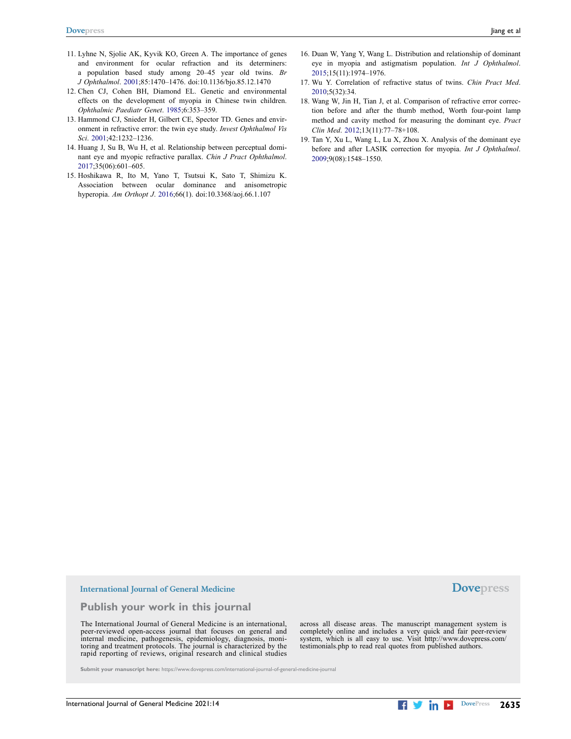11. Lyhne N, Sjolie AK, Kyvik KO, Green A. The importance of genes and environment for ocular refraction and its determiners: a population based study among 20–45 year old twins. *Br J Ophthalmol*. 2001;85:1470–1476. doi:10.1136/bjo.85.12.1470
12. Chen CJ, Cohen BH, Diamond EL. Genetic and environmental effects on the development of myopia in Chinese twin children. *Ophthalmic Paediatr Genet*. 1985;6:353–359.
13. Hammond CJ, Snieder H, Gilbert CE, Spector TD. Genes and environment in refractive error: the twin eye study. *Invest Ophthalmol Vis Sci*. 2001;42:1232–1236.
14. Huang J, Su B, Wu H, et al. Relationship between perceptual dominant eye and myopic refractive parallax. *Chin J Pract Ophthalmol*. 2017;35(06):601–605.
15. Hoshikawa R, Ito M, Yano T, Tsutsui K, Sato T, Shimizu K. Association between ocular dominance and anisometropic hyperopia. *Am Orthopt J*. 2016;66(1). doi:10.3368/aoj.66.1.107
16. Duan W, Yang Y, Wang L. Distribution and relationship of dominant eye in myopia and astigmatism population. *Int J Ophthalmol*. 2015;15(11):1974–1976.
17. Wu Y. Correlation of refractive status of twins. *Chin Pract Med*. 2010;5(32):34.
18. Wang W, Jin H, Tian J, et al. Comparison of refractive error correction before and after the thumb method, Worth four-point lamp method and cavity method for measuring the dominant eye. *Pract Clin Med*. 2012;13(11):77–78+108.
19. Tan Y, Xu L, Wang L, Lu X, Zhou X. Analysis of the dominant eye before and after LASIK correction for myopia. *Int J Ophthalmol*. 2009;9(08):1548–1550.

**International Journal of General Medicine**

**Publish your work in this journal**

The International Journal of General Medicine is an international, peer-reviewed open-access journal that focuses on general and internal medicine, pathogenesis, epidemiology, diagnosis, monitoring and treatment protocols. The journal is characterized by the rapid reporting of reviews, original research and clinical studies across all disease areas. The manuscript management system is completely online and includes a very quick and fair peer-review system, which is all easy to use. Visit http://www.dovepress.com/testimonials.php to read real quotes from published authors.

**Submit your manuscript here:** https://www.dovepress.com/international-journal-of-general-medicine-journal